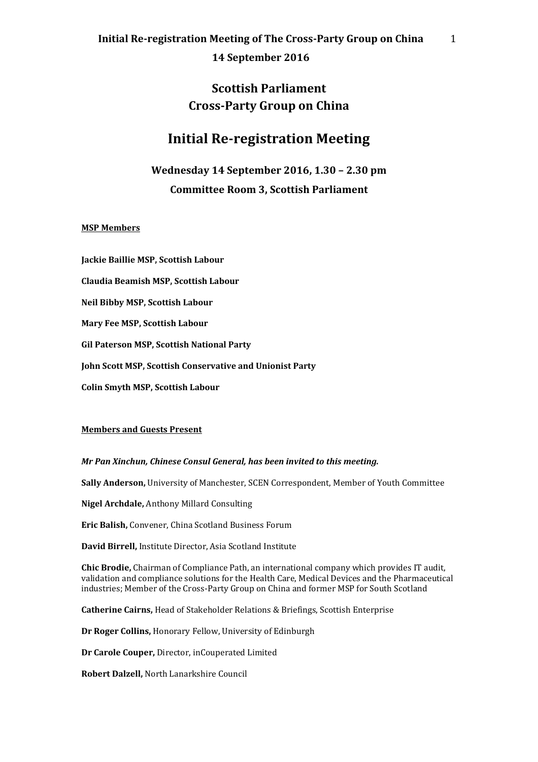# Scottish Parliament
# Cross-Party Group on China

## Initial Re-registration Meeting

### Wednesday 14 September 2016, 1.30 – 2.30 pm

### Committee Room 3, Scottish Parliament

**MSP Members**

**Jackie Baillie MSP, Scottish Labour**

**Claudia Beamish MSP, Scottish Labour**

**Neil Bibby MSP, Scottish Labour**

**Mary Fee MSP, Scottish Labour**

**Gil Paterson MSP, Scottish National Party**

**John Scott MSP, Scottish Conservative and Unionist Party**

**Colin Smyth MSP, Scottish Labour**

**Members and Guests Present**

***Mr Pan Xinchun, Chinese Consul General, has been invited to this meeting.***

**Sally Anderson,** University of Manchester, SCEN Correspondent, Member of Youth Committee

**Nigel Archdale,** Anthony Millard Consulting

**Eric Balish,** Convener, China Scotland Business Forum

**David Birrell,** Institute Director, Asia Scotland Institute

**Chic Brodie,** Chairman of Compliance Path, an international company which provides IT audit, validation and compliance solutions for the Health Care, Medical Devices and the Pharmaceutical industries; Member of the Cross-Party Group on China and former MSP for South Scotland

**Catherine Cairns,** Head of Stakeholder Relations & Briefings, Scottish Enterprise

**Dr Roger Collins,** Honorary Fellow, University of Edinburgh

**Dr Carole Couper,** Director, inCouperated Limited

**Robert Dalzell,** North Lanarkshire Council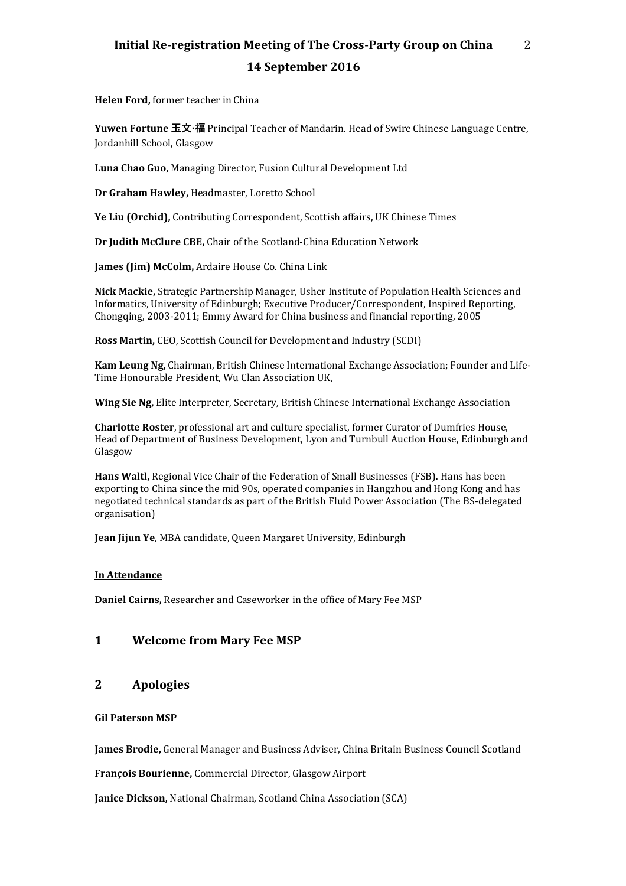**Helen Ford,** former teacher in China

**Yuwen Fortune 玉文·福** Principal Teacher of Mandarin. Head of Swire Chinese Language Centre, Jordanhill School, Glasgow

**Luna Chao Guo,** Managing Director, Fusion Cultural Development Ltd

**Dr Graham Hawley,** Headmaster, Loretto School

**Ye Liu (Orchid),** Contributing Correspondent, Scottish affairs, UK Chinese Times

**Dr Judith McClure CBE,** Chair of the Scotland-China Education Network

**James (Jim) McColm,** Ardaire House Co. China Link

**Nick Mackie,** Strategic Partnership Manager, Usher Institute of Population Health Sciences and Informatics, University of Edinburgh; Executive Producer/Correspondent, Inspired Reporting, Chongqing, 2003-2011; Emmy Award for China business and financial reporting, 2005

**Ross Martin,** CEO, Scottish Council for Development and Industry (SCDI)

**Kam Leung Ng,** Chairman, British Chinese International Exchange Association; Founder and Life-Time Honourable President, Wu Clan Association UK,

**Wing Sie Ng,** Elite Interpreter, Secretary, British Chinese International Exchange Association

**Charlotte Roster**, professional art and culture specialist, former Curator of Dumfries House, Head of Department of Business Development, Lyon and Turnbull Auction House, Edinburgh and Glasgow

**Hans Waltl,** Regional Vice Chair of the Federation of Small Businesses (FSB). Hans has been exporting to China since the mid 90s, operated companies in Hangzhou and Hong Kong and has negotiated technical standards as part of the British Fluid Power Association (The BS-delegated organisation)

**Jean Jijun Ye**, MBA candidate, Queen Margaret University, Edinburgh

**In Attendance**

**Daniel Cairns,** Researcher and Caseworker in the office of Mary Fee MSP

## 1 Welcome from Mary Fee MSP

## 2 Apologies

**Gil Paterson MSP**

**James Brodie,** General Manager and Business Adviser, China Britain Business Council Scotland

**François Bourienne,** Commercial Director, Glasgow Airport

**Janice Dickson,** National Chairman, Scotland China Association (SCA)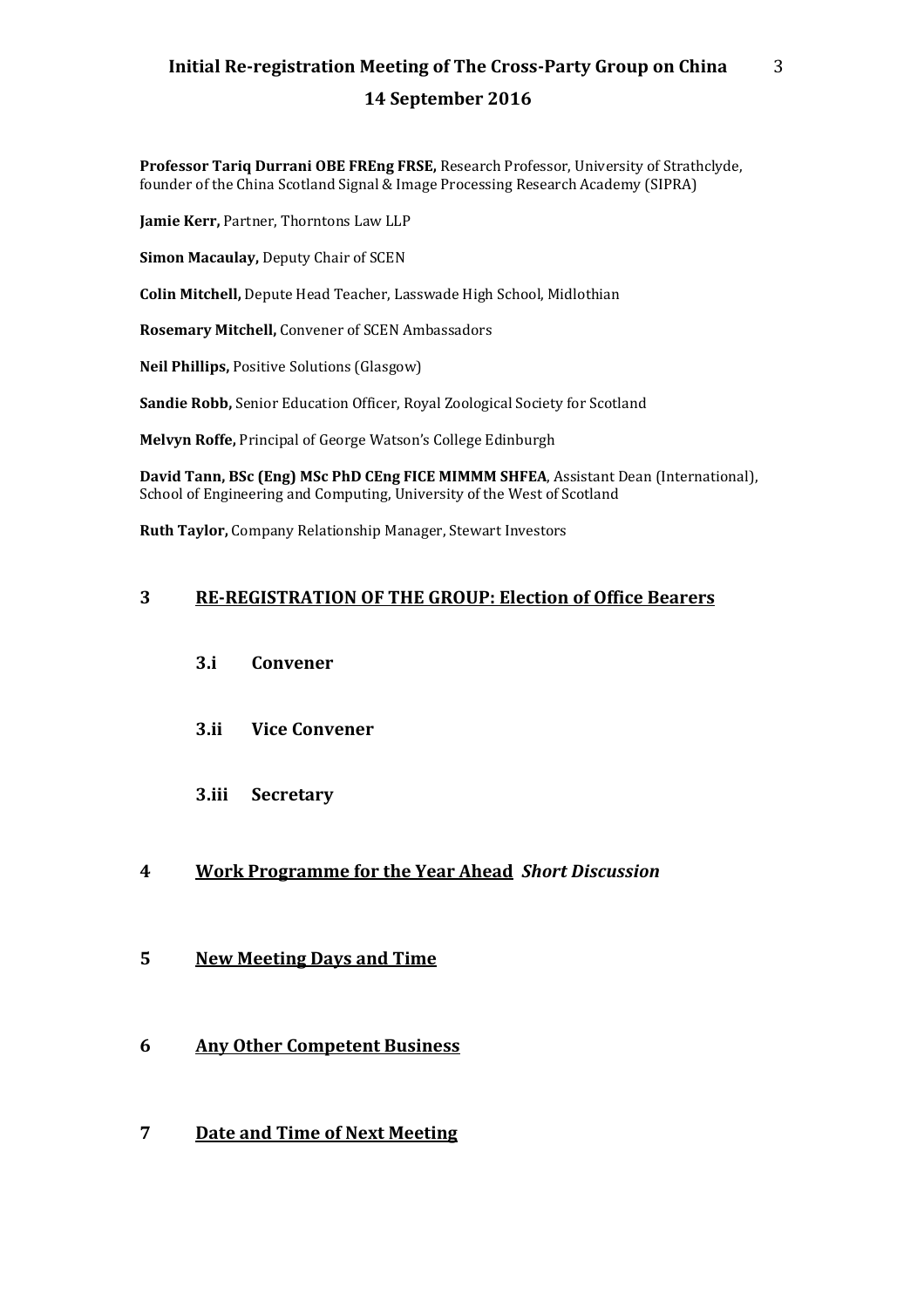**Professor Tariq Durrani OBE FREng FRSE,** Research Professor, University of Strathclyde, founder of the China Scotland Signal & Image Processing Research Academy (SIPRA)

**Jamie Kerr,** Partner, Thorntons Law LLP

**Simon Macaulay,** Deputy Chair of SCEN

**Colin Mitchell,** Depute Head Teacher, Lasswade High School, Midlothian

**Rosemary Mitchell,** Convener of SCEN Ambassadors

**Neil Phillips,** Positive Solutions (Glasgow)

**Sandie Robb,** Senior Education Officer, Royal Zoological Society for Scotland

**Melvyn Roffe,** Principal of George Watson's College Edinburgh

**David Tann, BSc (Eng) MSc PhD CEng FICE MIMMM SHFEA**, Assistant Dean (International), School of Engineering and Computing, University of the West of Scotland

**Ruth Taylor,** Company Relationship Manager, Stewart Investors

## 3 RE-REGISTRATION OF THE GROUP: Election of Office Bearers

### 3.i Convener

### 3.ii Vice Convener

### 3.iii Secretary

## 4 Work Programme for the Year Ahead *Short Discussion*

## 5 New Meeting Days and Time

## 6 Any Other Competent Business

## 7 Date and Time of Next Meeting